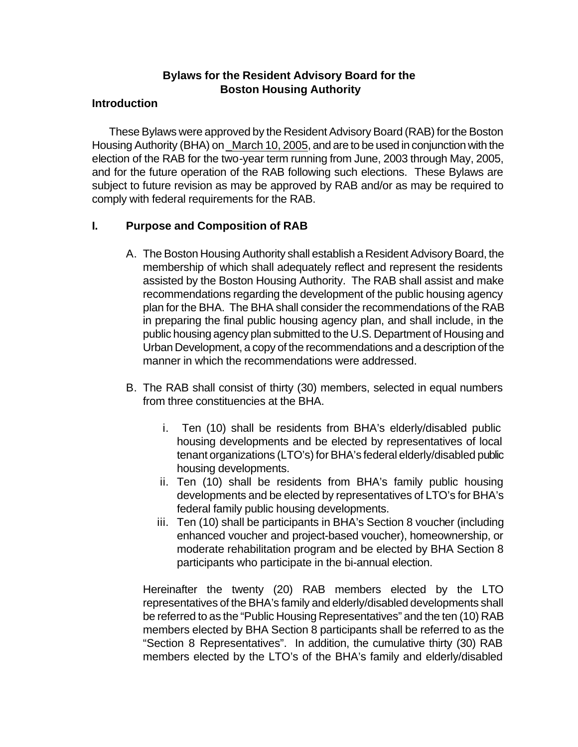# Bylaws for the Resident Advisory Board for the Boston Housing Authority

## Introduction

These Bylaws were approved by the Resident Advisory Board (RAB) for the Boston Housing Authority (BHA) on March 10, 2005, and are to be used in conjunction with the election of the RAB for the two-year term running from June, 2003 through May, 2005, and for the future operation of the RAB following such elections. These Bylaws are subject to future revision as may be approved by RAB and/or as may be required to comply with federal requirements for the RAB.

## I. Purpose and Composition of RAB

A. The Boston Housing Authority shall establish a Resident Advisory Board, the membership of which shall adequately reflect and represent the residents assisted by the Boston Housing Authority. The RAB shall assist and make recommendations regarding the development of the public housing agency plan for the BHA. The BHA shall consider the recommendations of the RAB in preparing the final public housing agency plan, and shall include, in the public housing agency plan submitted to the U.S. Department of Housing and Urban Development, a copy of the recommendations and a description of the manner in which the recommendations were addressed.

B. The RAB shall consist of thirty (30) members, selected in equal numbers from three constituencies at the BHA.

   i. Ten (10) shall be residents from BHA's elderly/disabled public housing developments and be elected by representatives of local tenant organizations (LTO's) for BHA's federal elderly/disabled public housing developments.

   ii. Ten (10) shall be residents from BHA's family public housing developments and be elected by representatives of LTO's for BHA's federal family public housing developments.

   iii. Ten (10) shall be participants in BHA's Section 8 voucher (including enhanced voucher and project-based voucher), homeownership, or moderate rehabilitation program and be elected by BHA Section 8 participants who participate in the bi-annual election.

Hereinafter the twenty (20) RAB members elected by the LTO representatives of the BHA's family and elderly/disabled developments shall be referred to as the "Public Housing Representatives" and the ten (10) RAB members elected by BHA Section 8 participants shall be referred to as the "Section 8 Representatives". In addition, the cumulative thirty (30) RAB members elected by the LTO's of the BHA's family and elderly/disabled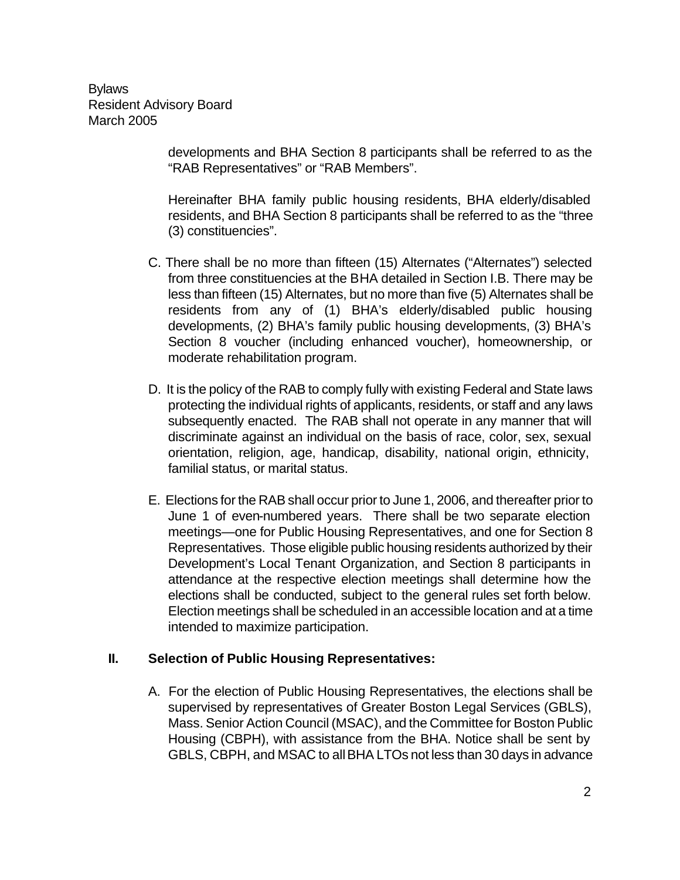developments and BHA Section 8 participants shall be referred to as the "RAB Representatives" or "RAB Members".

Hereinafter BHA family public housing residents, BHA elderly/disabled residents, and BHA Section 8 participants shall be referred to as the "three (3) constituencies".

C. There shall be no more than fifteen (15) Alternates ("Alternates") selected from three constituencies at the BHA detailed in Section I.B. There may be less than fifteen (15) Alternates, but no more than five (5) Alternates shall be residents from any of (1) BHA's elderly/disabled public housing developments, (2) BHA's family public housing developments, (3) BHA's Section 8 voucher (including enhanced voucher), homeownership, or moderate rehabilitation program.

D. It is the policy of the RAB to comply fully with existing Federal and State laws protecting the individual rights of applicants, residents, or staff and any laws subsequently enacted. The RAB shall not operate in any manner that will discriminate against an individual on the basis of race, color, sex, sexual orientation, religion, age, handicap, disability, national origin, ethnicity, familial status, or marital status.

E. Elections for the RAB shall occur prior to June 1, 2006, and thereafter prior to June 1 of even-numbered years. There shall be two separate election meetings—one for Public Housing Representatives, and one for Section 8 Representatives. Those eligible public housing residents authorized by their Development's Local Tenant Organization, and Section 8 participants in attendance at the respective election meetings shall determine how the elections shall be conducted, subject to the general rules set forth below. Election meetings shall be scheduled in an accessible location and at a time intended to maximize participation.

## II. Selection of Public Housing Representatives:

A. For the election of Public Housing Representatives, the elections shall be supervised by representatives of Greater Boston Legal Services (GBLS), Mass. Senior Action Council (MSAC), and the Committee for Boston Public Housing (CBPH), with assistance from the BHA. Notice shall be sent by GBLS, CBPH, and MSAC to all BHA LTOs not less than 30 days in advance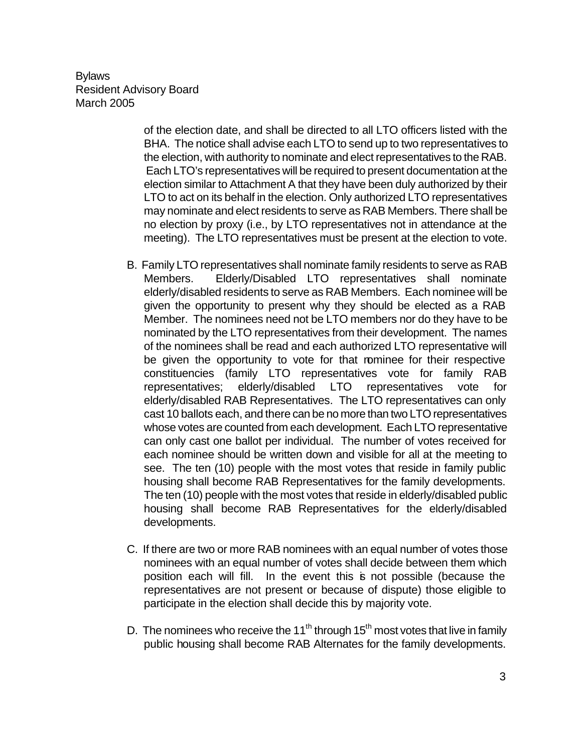of the election date, and shall be directed to all LTO officers listed with the BHA. The notice shall advise each LTO to send up to two representatives to the election, with authority to nominate and elect representatives to the RAB. Each LTO's representatives will be required to present documentation at the election similar to Attachment A that they have been duly authorized by their LTO to act on its behalf in the election. Only authorized LTO representatives may nominate and elect residents to serve as RAB Members. There shall be no election by proxy (i.e., by LTO representatives not in attendance at the meeting). The LTO representatives must be present at the election to vote.

B. Family LTO representatives shall nominate family residents to serve as RAB Members. Elderly/Disabled LTO representatives shall nominate elderly/disabled residents to serve as RAB Members. Each nominee will be given the opportunity to present why they should be elected as a RAB Member. The nominees need not be LTO members nor do they have to be nominated by the LTO representatives from their development. The names of the nominees shall be read and each authorized LTO representative will be given the opportunity to vote for that nominee for their respective constituencies (family LTO representatives vote for family RAB representatives; elderly/disabled LTO representatives vote for elderly/disabled RAB Representatives. The LTO representatives can only cast 10 ballots each, and there can be no more than two LTO representatives whose votes are counted from each development. Each LTO representative can only cast one ballot per individual. The number of votes received for each nominee should be written down and visible for all at the meeting to see. The ten (10) people with the most votes that reside in family public housing shall become RAB Representatives for the family developments. The ten (10) people with the most votes that reside in elderly/disabled public housing shall become RAB Representatives for the elderly/disabled developments.

C. If there are two or more RAB nominees with an equal number of votes those nominees with an equal number of votes shall decide between them which position each will fill. In the event this is not possible (because the representatives are not present or because of dispute) those eligible to participate in the election shall decide this by majority vote.

D. The nominees who receive the 11th through 15th most votes that live in family public housing shall become RAB Alternates for the family developments.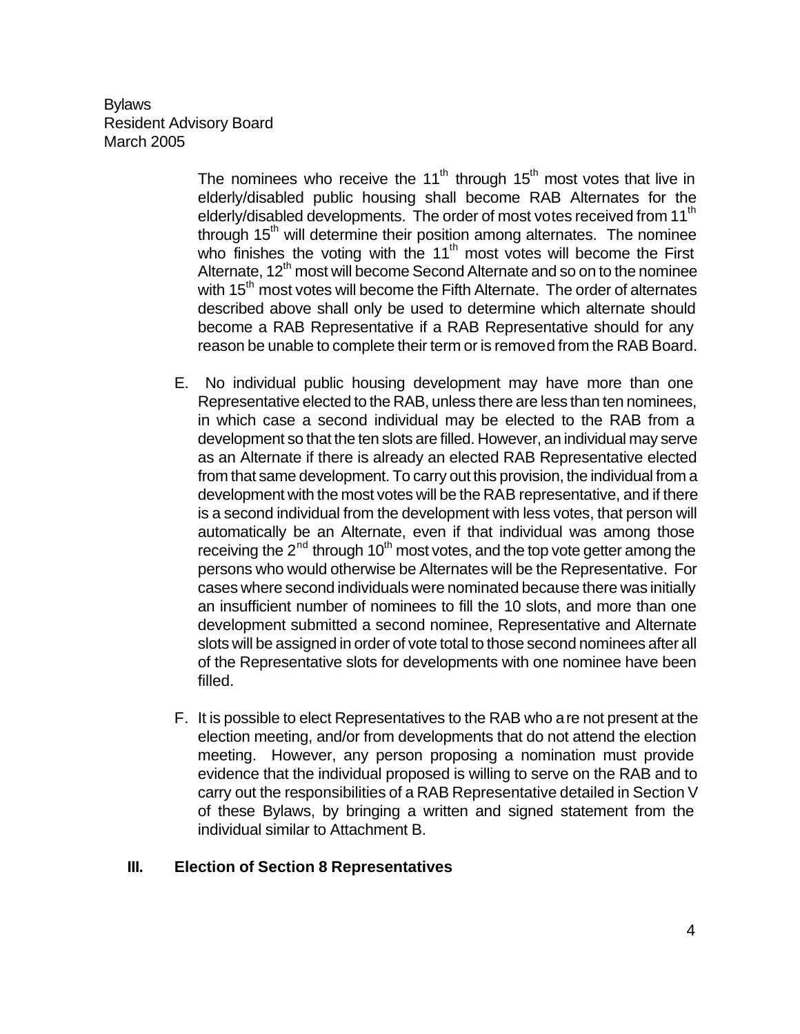The nominees who receive the 11th through 15th most votes that live in elderly/disabled public housing shall become RAB Alternates for the elderly/disabled developments. The order of most votes received from 11th through 15th will determine their position among alternates. The nominee who finishes the voting with the 11th most votes will become the First Alternate, 12th most will become Second Alternate and so on to the nominee with 15th most votes will become the Fifth Alternate. The order of alternates described above shall only be used to determine which alternate should become a RAB Representative if a RAB Representative should for any reason be unable to complete their term or is removed from the RAB Board.

E. No individual public housing development may have more than one Representative elected to the RAB, unless there are less than ten nominees, in which case a second individual may be elected to the RAB from a development so that the ten slots are filled. However, an individual may serve as an Alternate if there is already an elected RAB Representative elected from that same development. To carry out this provision, the individual from a development with the most votes will be the RAB representative, and if there is a second individual from the development with less votes, that person will automatically be an Alternate, even if that individual was among those receiving the 2nd through 10th most votes, and the top vote getter among the persons who would otherwise be Alternates will be the Representative. For cases where second individuals were nominated because there was initially an insufficient number of nominees to fill the 10 slots, and more than one development submitted a second nominee, Representative and Alternate slots will be assigned in order of vote total to those second nominees after all of the Representative slots for developments with one nominee have been filled.

F. It is possible to elect Representatives to the RAB who are not present at the election meeting, and/or from developments that do not attend the election meeting. However, any person proposing a nomination must provide evidence that the individual proposed is willing to serve on the RAB and to carry out the responsibilities of a RAB Representative detailed in Section V of these Bylaws, by bringing a written and signed statement from the individual similar to Attachment B.

## III. Election of Section 8 Representatives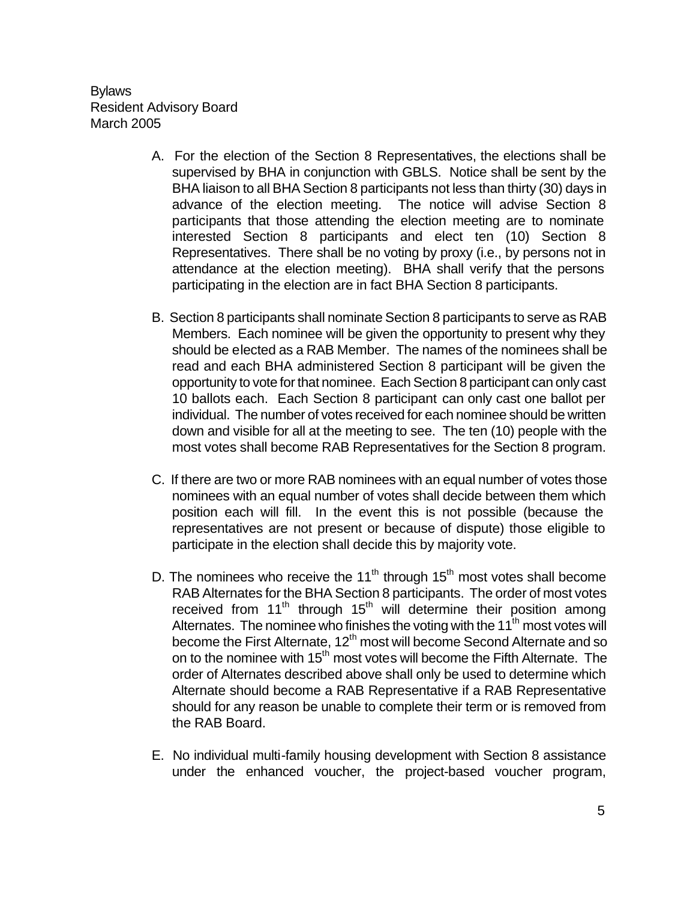A. For the election of the Section 8 Representatives, the elections shall be supervised by BHA in conjunction with GBLS. Notice shall be sent by the BHA liaison to all BHA Section 8 participants not less than thirty (30) days in advance of the election meeting. The notice will advise Section 8 participants that those attending the election meeting are to nominate interested Section 8 participants and elect ten (10) Section 8 Representatives. There shall be no voting by proxy (i.e., by persons not in attendance at the election meeting). BHA shall verify that the persons participating in the election are in fact BHA Section 8 participants.

B. Section 8 participants shall nominate Section 8 participants to serve as RAB Members. Each nominee will be given the opportunity to present why they should be elected as a RAB Member. The names of the nominees shall be read and each BHA administered Section 8 participant will be given the opportunity to vote for that nominee. Each Section 8 participant can only cast 10 ballots each. Each Section 8 participant can only cast one ballot per individual. The number of votes received for each nominee should be written down and visible for all at the meeting to see. The ten (10) people with the most votes shall become RAB Representatives for the Section 8 program.

C. If there are two or more RAB nominees with an equal number of votes those nominees with an equal number of votes shall decide between them which position each will fill. In the event this is not possible (because the representatives are not present or because of dispute) those eligible to participate in the election shall decide this by majority vote.

D. The nominees who receive the 11th through 15th most votes shall become RAB Alternates for the BHA Section 8 participants. The order of most votes received from 11th through 15th will determine their position among Alternates. The nominee who finishes the voting with the 11th most votes will become the First Alternate, 12th most will become Second Alternate and so on to the nominee with 15th most votes will become the Fifth Alternate. The order of Alternates described above shall only be used to determine which Alternate should become a RAB Representative if a RAB Representative should for any reason be unable to complete their term or is removed from the RAB Board.

E. No individual multi-family housing development with Section 8 assistance under the enhanced voucher, the project-based voucher program,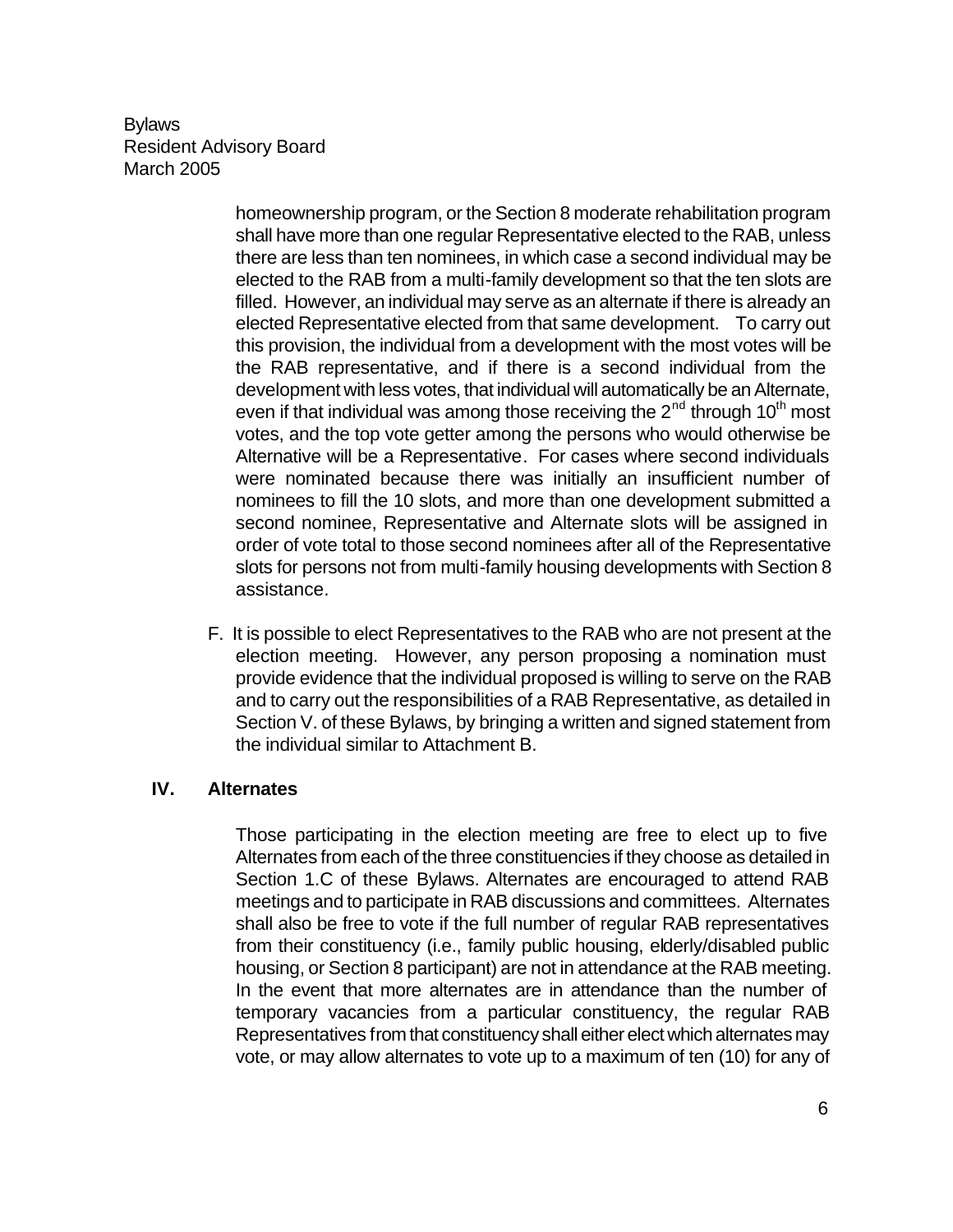homeownership program, or the Section 8 moderate rehabilitation program shall have more than one regular Representative elected to the RAB, unless there are less than ten nominees, in which case a second individual may be elected to the RAB from a multi-family development so that the ten slots are filled. However, an individual may serve as an alternate if there is already an elected Representative elected from that same development. To carry out this provision, the individual from a development with the most votes will be the RAB representative, and if there is a second individual from the development with less votes, that individual will automatically be an Alternate, even if that individual was among those receiving the 2nd through 10th most votes, and the top vote getter among the persons who would otherwise be Alternative will be a Representative. For cases where second individuals were nominated because there was initially an insufficient number of nominees to fill the 10 slots, and more than one development submitted a second nominee, Representative and Alternate slots will be assigned in order of vote total to those second nominees after all of the Representative slots for persons not from multi-family housing developments with Section 8 assistance.

F. It is possible to elect Representatives to the RAB who are not present at the election meeting. However, any person proposing a nomination must provide evidence that the individual proposed is willing to serve on the RAB and to carry out the responsibilities of a RAB Representative, as detailed in Section V. of these Bylaws, by bringing a written and signed statement from the individual similar to Attachment B.

## IV. Alternates

Those participating in the election meeting are free to elect up to five Alternates from each of the three constituencies if they choose as detailed in Section 1.C of these Bylaws. Alternates are encouraged to attend RAB meetings and to participate in RAB discussions and committees. Alternates shall also be free to vote if the full number of regular RAB representatives from their constituency (i.e., family public housing, elderly/disabled public housing, or Section 8 participant) are not in attendance at the RAB meeting. In the event that more alternates are in attendance than the number of temporary vacancies from a particular constituency, the regular RAB Representatives from that constituency shall either elect which alternates may vote, or may allow alternates to vote up to a maximum of ten (10) for any of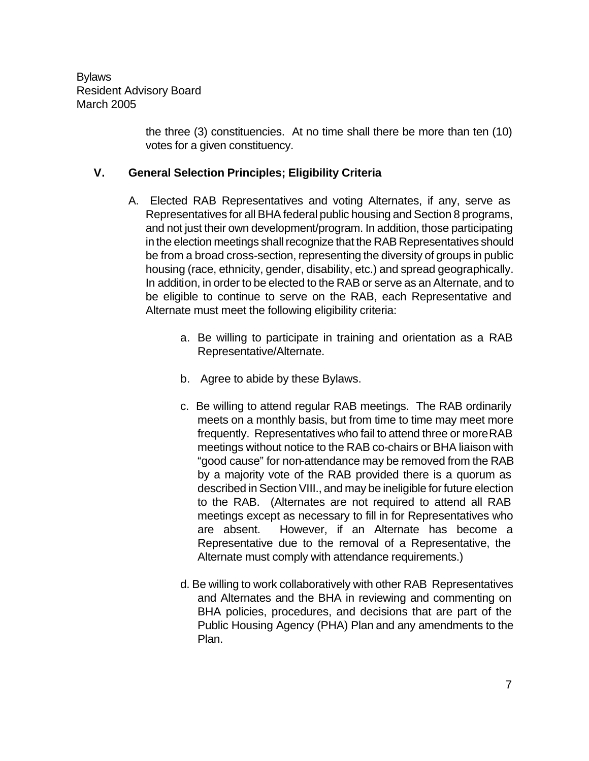the three (3) constituencies. At no time shall there be more than ten (10) votes for a given constituency.

## V. General Selection Principles; Eligibility Criteria

A. Elected RAB Representatives and voting Alternates, if any, serve as Representatives for all BHA federal public housing and Section 8 programs, and not just their own development/program. In addition, those participating in the election meetings shall recognize that the RAB Representatives should be from a broad cross-section, representing the diversity of groups in public housing (race, ethnicity, gender, disability, etc.) and spread geographically. In addition, in order to be elected to the RAB or serve as an Alternate, and to be eligible to continue to serve on the RAB, each Representative and Alternate must meet the following eligibility criteria:

a. Be willing to participate in training and orientation as a RAB Representative/Alternate.

b. Agree to abide by these Bylaws.

c. Be willing to attend regular RAB meetings. The RAB ordinarily meets on a monthly basis, but from time to time may meet more frequently. Representatives who fail to attend three or more RAB meetings without notice to the RAB co-chairs or BHA liaison with "good cause" for non-attendance may be removed from the RAB by a majority vote of the RAB provided there is a quorum as described in Section VIII., and may be ineligible for future election to the RAB. (Alternates are not required to attend all RAB meetings except as necessary to fill in for Representatives who are absent. However, if an Alternate has become a Representative due to the removal of a Representative, the Alternate must comply with attendance requirements.)

d. Be willing to work collaboratively with other RAB Representatives and Alternates and the BHA in reviewing and commenting on BHA policies, procedures, and decisions that are part of the Public Housing Agency (PHA) Plan and any amendments to the Plan.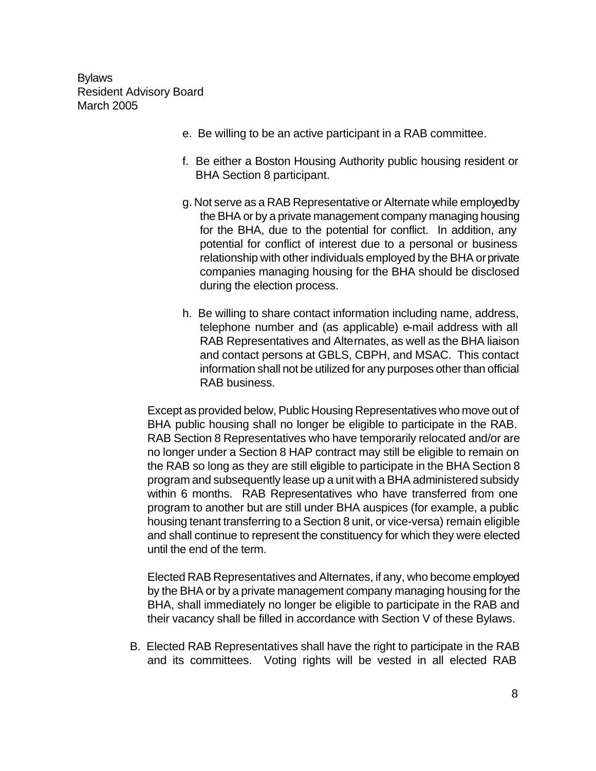e. Be willing to be an active participant in a RAB committee.

f. Be either a Boston Housing Authority public housing resident or BHA Section 8 participant.

g. Not serve as a RAB Representative or Alternate while employed by the BHA or by a private management company managing housing for the BHA, due to the potential for conflict. In addition, any potential for conflict of interest due to a personal or business relationship with other individuals employed by the BHA or private companies managing housing for the BHA should be disclosed during the election process.

h. Be willing to share contact information including name, address, telephone number and (as applicable) e-mail address with all RAB Representatives and Alternates, as well as the BHA liaison and contact persons at GBLS, CBPH, and MSAC. This contact information shall not be utilized for any purposes other than official RAB business.

Except as provided below, Public Housing Representatives who move out of BHA public housing shall no longer be eligible to participate in the RAB. RAB Section 8 Representatives who have temporarily relocated and/or are no longer under a Section 8 HAP contract may still be eligible to remain on the RAB so long as they are still eligible to participate in the BHA Section 8 program and subsequently lease up a unit with a BHA administered subsidy within 6 months. RAB Representatives who have transferred from one program to another but are still under BHA auspices (for example, a public housing tenant transferring to a Section 8 unit, or vice-versa) remain eligible and shall continue to represent the constituency for which they were elected until the end of the term.

Elected RAB Representatives and Alternates, if any, who become employed by the BHA or by a private management company managing housing for the BHA, shall immediately no longer be eligible to participate in the RAB and their vacancy shall be filled in accordance with Section V of these Bylaws.

B. Elected RAB Representatives shall have the right to participate in the RAB and its committees. Voting rights will be vested in all elected RAB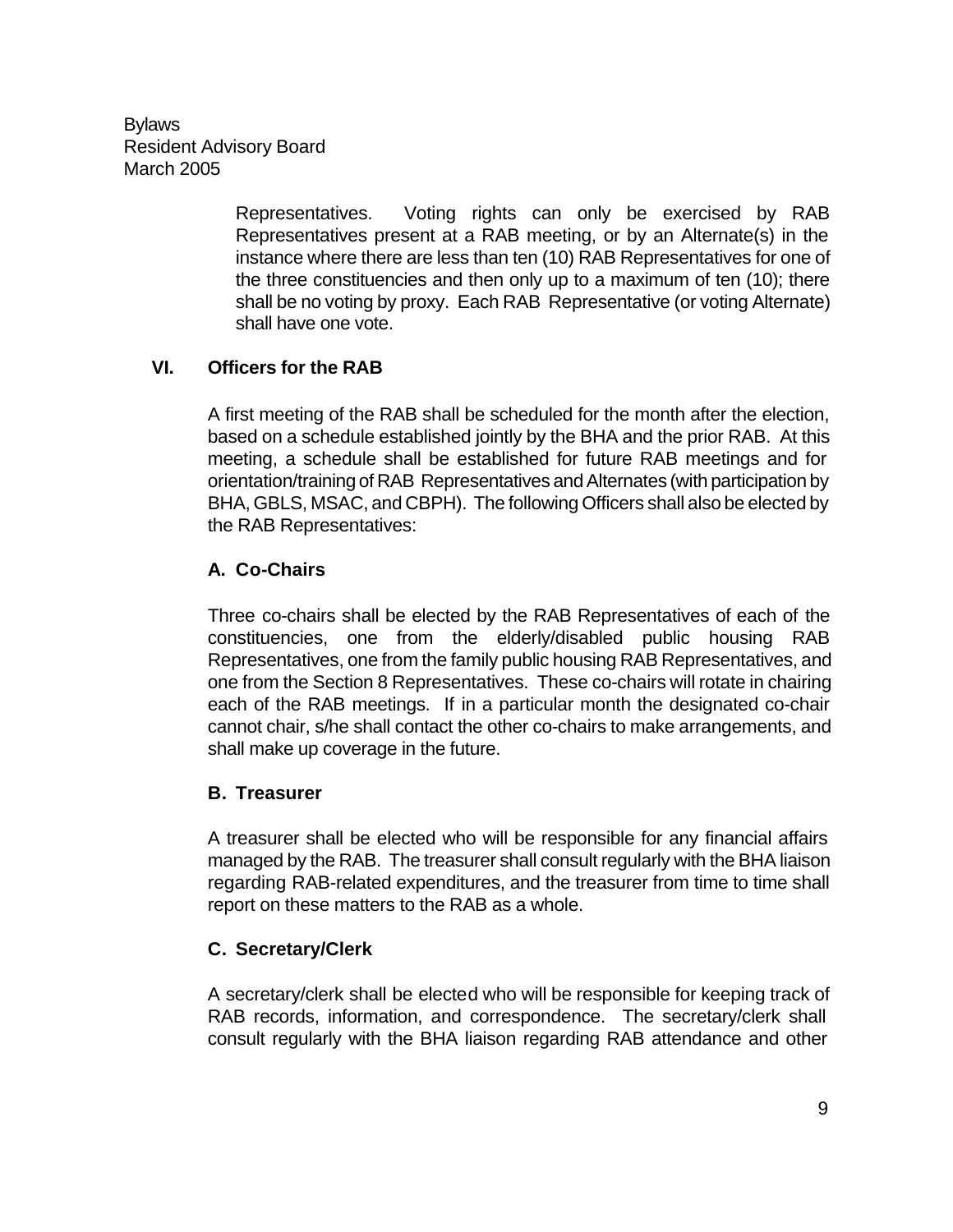Representatives. Voting rights can only be exercised by RAB Representatives present at a RAB meeting, or by an Alternate(s) in the instance where there are less than ten (10) RAB Representatives for one of the three constituencies and then only up to a maximum of ten (10); there shall be no voting by proxy. Each RAB Representative (or voting Alternate) shall have one vote.

## VI. Officers for the RAB

A first meeting of the RAB shall be scheduled for the month after the election, based on a schedule established jointly by the BHA and the prior RAB. At this meeting, a schedule shall be established for future RAB meetings and for orientation/training of RAB Representatives and Alternates (with participation by BHA, GBLS, MSAC, and CBPH). The following Officers shall also be elected by the RAB Representatives:

### A. Co-Chairs

Three co-chairs shall be elected by the RAB Representatives of each of the constituencies, one from the elderly/disabled public housing RAB Representatives, one from the family public housing RAB Representatives, and one from the Section 8 Representatives. These co-chairs will rotate in chairing each of the RAB meetings. If in a particular month the designated co-chair cannot chair, s/he shall contact the other co-chairs to make arrangements, and shall make up coverage in the future.

### B. Treasurer

A treasurer shall be elected who will be responsible for any financial affairs managed by the RAB. The treasurer shall consult regularly with the BHA liaison regarding RAB-related expenditures, and the treasurer from time to time shall report on these matters to the RAB as a whole.

### C. Secretary/Clerk

A secretary/clerk shall be elected who will be responsible for keeping track of RAB records, information, and correspondence. The secretary/clerk shall consult regularly with the BHA liaison regarding RAB attendance and other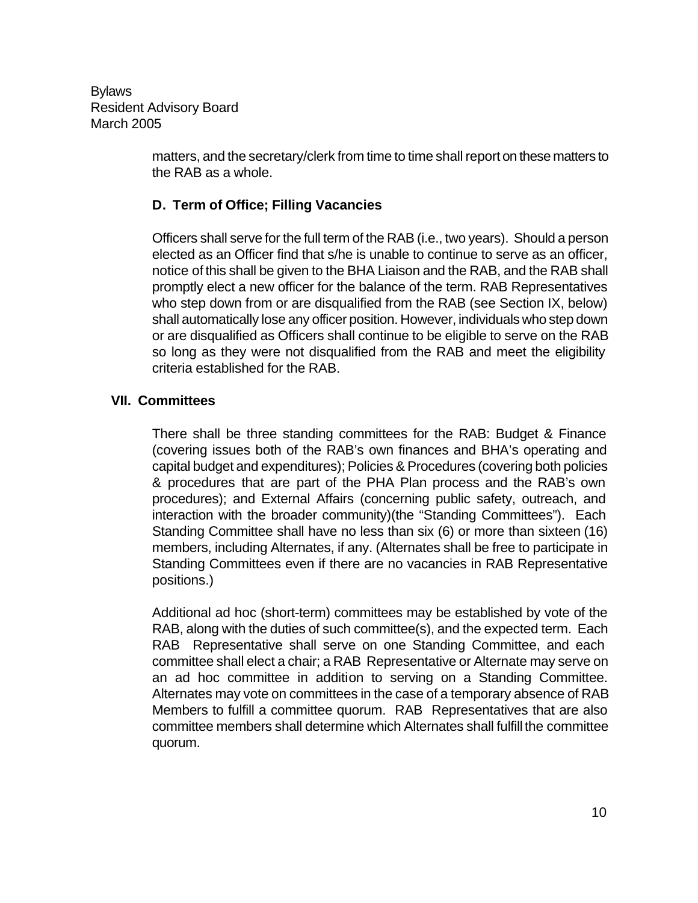matters, and the secretary/clerk from time to time shall report on these matters to the RAB as a whole.

### D. Term of Office; Filling Vacancies

Officers shall serve for the full term of the RAB (i.e., two years). Should a person elected as an Officer find that s/he is unable to continue to serve as an officer, notice of this shall be given to the BHA Liaison and the RAB, and the RAB shall promptly elect a new officer for the balance of the term. RAB Representatives who step down from or are disqualified from the RAB (see Section IX, below) shall automatically lose any officer position. However, individuals who step down or are disqualified as Officers shall continue to be eligible to serve on the RAB so long as they were not disqualified from the RAB and meet the eligibility criteria established for the RAB.

## VII. Committees

There shall be three standing committees for the RAB: Budget & Finance (covering issues both of the RAB's own finances and BHA's operating and capital budget and expenditures); Policies & Procedures (covering both policies & procedures that are part of the PHA Plan process and the RAB's own procedures); and External Affairs (concerning public safety, outreach, and interaction with the broader community)(the "Standing Committees"). Each Standing Committee shall have no less than six (6) or more than sixteen (16) members, including Alternates, if any. (Alternates shall be free to participate in Standing Committees even if there are no vacancies in RAB Representative positions.)

Additional ad hoc (short-term) committees may be established by vote of the RAB, along with the duties of such committee(s), and the expected term. Each RAB Representative shall serve on one Standing Committee, and each committee shall elect a chair; a RAB Representative or Alternate may serve on an ad hoc committee in addition to serving on a Standing Committee. Alternates may vote on committees in the case of a temporary absence of RAB Members to fulfill a committee quorum. RAB Representatives that are also committee members shall determine which Alternates shall fulfill the committee quorum.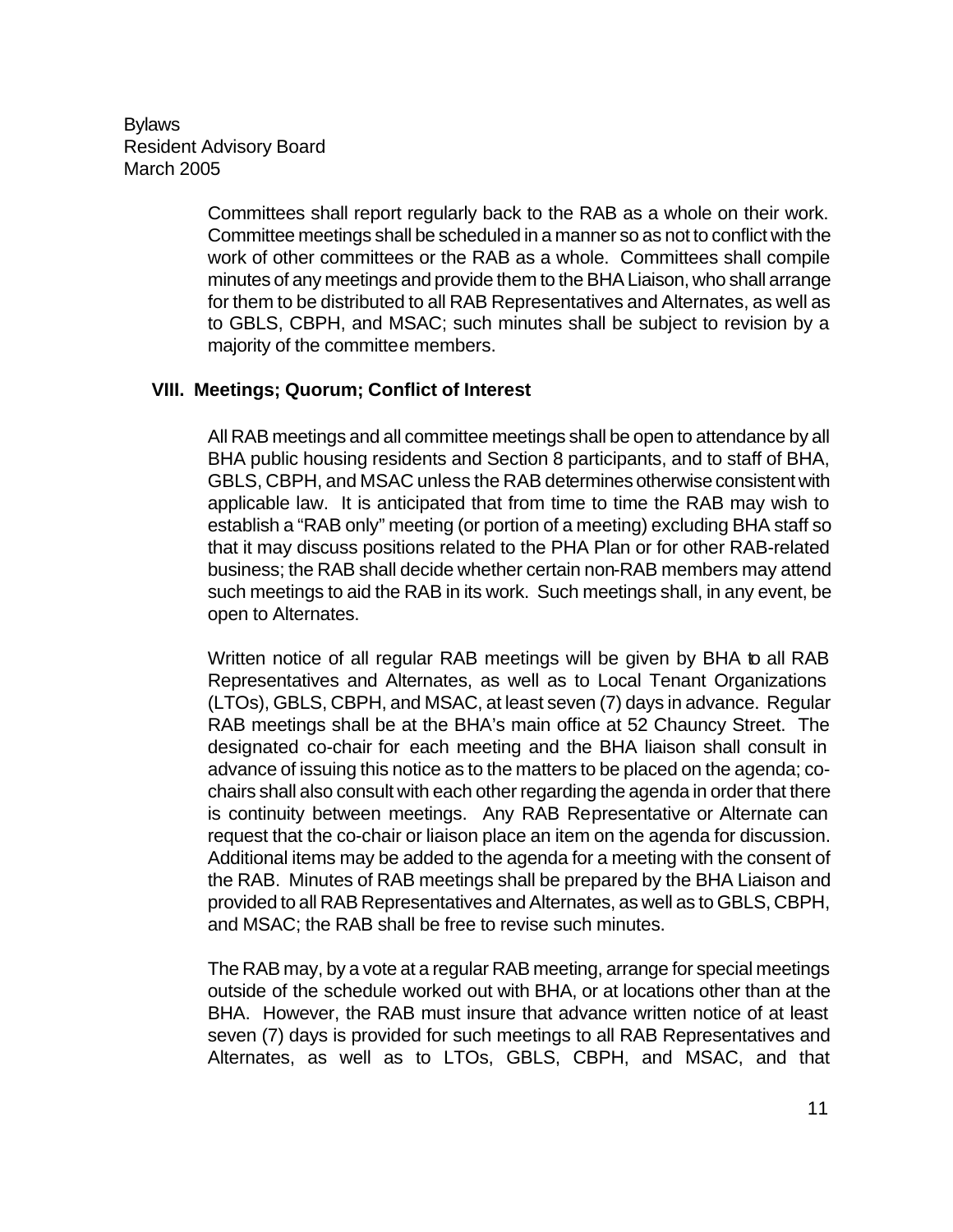Committees shall report regularly back to the RAB as a whole on their work. Committee meetings shall be scheduled in a manner so as not to conflict with the work of other committees or the RAB as a whole. Committees shall compile minutes of any meetings and provide them to the BHA Liaison, who shall arrange for them to be distributed to all RAB Representatives and Alternates, as well as to GBLS, CBPH, and MSAC; such minutes shall be subject to revision by a majority of the committee members.

## VIII. Meetings; Quorum; Conflict of Interest

All RAB meetings and all committee meetings shall be open to attendance by all BHA public housing residents and Section 8 participants, and to staff of BHA, GBLS, CBPH, and MSAC unless the RAB determines otherwise consistent with applicable law. It is anticipated that from time to time the RAB may wish to establish a "RAB only" meeting (or portion of a meeting) excluding BHA staff so that it may discuss positions related to the PHA Plan or for other RAB-related business; the RAB shall decide whether certain non-RAB members may attend such meetings to aid the RAB in its work. Such meetings shall, in any event, be open to Alternates.

Written notice of all regular RAB meetings will be given by BHA to all RAB Representatives and Alternates, as well as to Local Tenant Organizations (LTOs), GBLS, CBPH, and MSAC, at least seven (7) days in advance. Regular RAB meetings shall be at the BHA's main office at 52 Chauncy Street. The designated co-chair for each meeting and the BHA liaison shall consult in advance of issuing this notice as to the matters to be placed on the agenda; co-chairs shall also consult with each other regarding the agenda in order that there is continuity between meetings. Any RAB Representative or Alternate can request that the co-chair or liaison place an item on the agenda for discussion. Additional items may be added to the agenda for a meeting with the consent of the RAB. Minutes of RAB meetings shall be prepared by the BHA Liaison and provided to all RAB Representatives and Alternates, as well as to GBLS, CBPH, and MSAC; the RAB shall be free to revise such minutes.

The RAB may, by a vote at a regular RAB meeting, arrange for special meetings outside of the schedule worked out with BHA, or at locations other than at the BHA. However, the RAB must insure that advance written notice of at least seven (7) days is provided for such meetings to all RAB Representatives and Alternates, as well as to LTOs, GBLS, CBPH, and MSAC, and that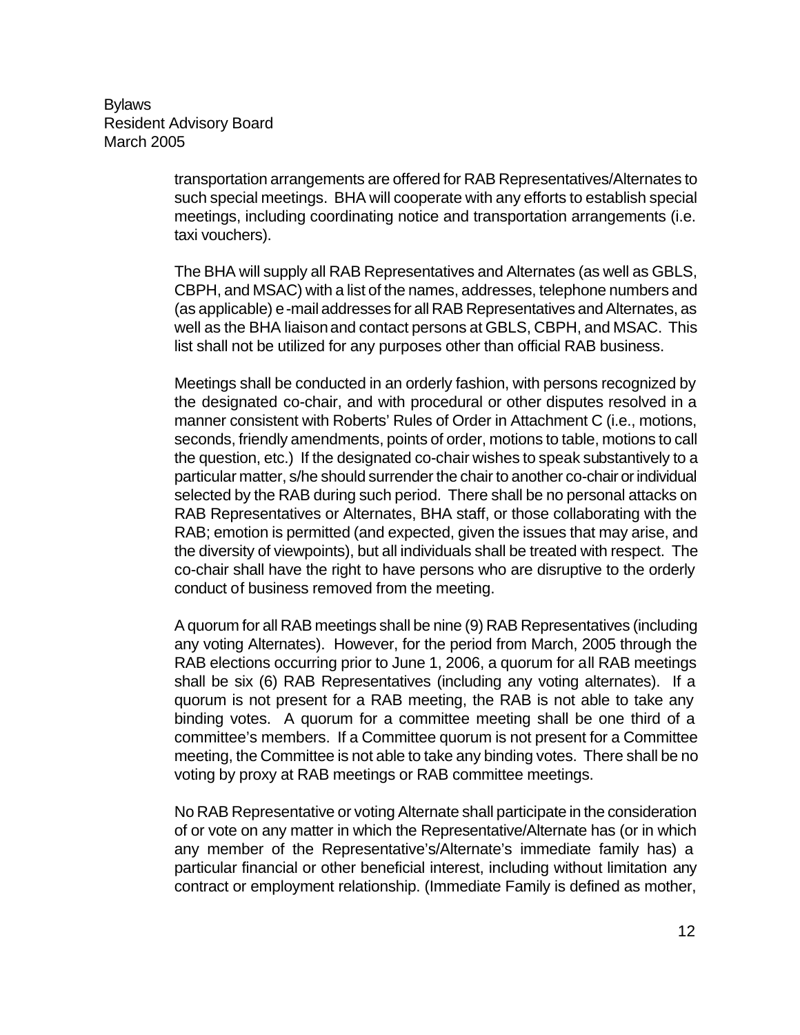transportation arrangements are offered for RAB Representatives/Alternates to such special meetings. BHA will cooperate with any efforts to establish special meetings, including coordinating notice and transportation arrangements (i.e. taxi vouchers).

The BHA will supply all RAB Representatives and Alternates (as well as GBLS, CBPH, and MSAC) with a list of the names, addresses, telephone numbers and (as applicable) e-mail addresses for all RAB Representatives and Alternates, as well as the BHA liaison and contact persons at GBLS, CBPH, and MSAC. This list shall not be utilized for any purposes other than official RAB business.

Meetings shall be conducted in an orderly fashion, with persons recognized by the designated co-chair, and with procedural or other disputes resolved in a manner consistent with Roberts' Rules of Order in Attachment C (i.e., motions, seconds, friendly amendments, points of order, motions to table, motions to call the question, etc.) If the designated co-chair wishes to speak substantively to a particular matter, s/he should surrender the chair to another co-chair or individual selected by the RAB during such period. There shall be no personal attacks on RAB Representatives or Alternates, BHA staff, or those collaborating with the RAB; emotion is permitted (and expected, given the issues that may arise, and the diversity of viewpoints), but all individuals shall be treated with respect. The co-chair shall have the right to have persons who are disruptive to the orderly conduct of business removed from the meeting.

A quorum for all RAB meetings shall be nine (9) RAB Representatives (including any voting Alternates). However, for the period from March, 2005 through the RAB elections occurring prior to June 1, 2006, a quorum for all RAB meetings shall be six (6) RAB Representatives (including any voting alternates). If a quorum is not present for a RAB meeting, the RAB is not able to take any binding votes. A quorum for a committee meeting shall be one third of a committee's members. If a Committee quorum is not present for a Committee meeting, the Committee is not able to take any binding votes. There shall be no voting by proxy at RAB meetings or RAB committee meetings.

No RAB Representative or voting Alternate shall participate in the consideration of or vote on any matter in which the Representative/Alternate has (or in which any member of the Representative's/Alternate's immediate family has) a particular financial or other beneficial interest, including without limitation any contract or employment relationship. (Immediate Family is defined as mother,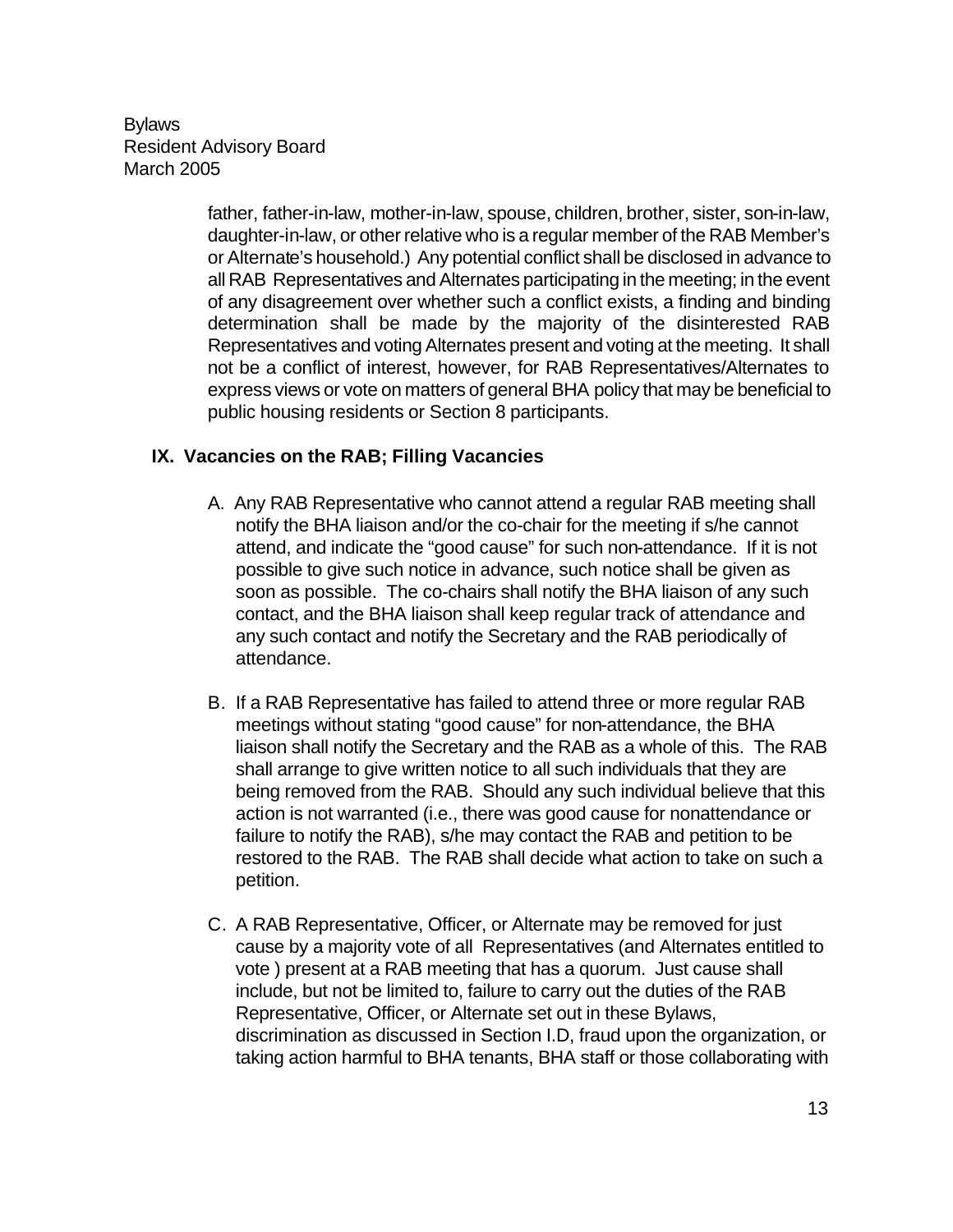father, father-in-law, mother-in-law, spouse, children, brother, sister, son-in-law, daughter-in-law, or other relative who is a regular member of the RAB Member's or Alternate's household.) Any potential conflict shall be disclosed in advance to all RAB Representatives and Alternates participating in the meeting; in the event of any disagreement over whether such a conflict exists, a finding and binding determination shall be made by the majority of the disinterested RAB Representatives and voting Alternates present and voting at the meeting. It shall not be a conflict of interest, however, for RAB Representatives/Alternates to express views or vote on matters of general BHA policy that may be beneficial to public housing residents or Section 8 participants.

## IX. Vacancies on the RAB; Filling Vacancies

A. Any RAB Representative who cannot attend a regular RAB meeting shall notify the BHA liaison and/or the co-chair for the meeting if s/he cannot attend, and indicate the "good cause" for such non-attendance. If it is not possible to give such notice in advance, such notice shall be given as soon as possible. The co-chairs shall notify the BHA liaison of any such contact, and the BHA liaison shall keep regular track of attendance and any such contact and notify the Secretary and the RAB periodically of attendance.

B. If a RAB Representative has failed to attend three or more regular RAB meetings without stating "good cause" for non-attendance, the BHA liaison shall notify the Secretary and the RAB as a whole of this. The RAB shall arrange to give written notice to all such individuals that they are being removed from the RAB. Should any such individual believe that this action is not warranted (i.e., there was good cause for nonattendance or failure to notify the RAB), s/he may contact the RAB and petition to be restored to the RAB. The RAB shall decide what action to take on such a petition.

C. A RAB Representative, Officer, or Alternate may be removed for just cause by a majority vote of all Representatives (and Alternates entitled to vote ) present at a RAB meeting that has a quorum. Just cause shall include, but not be limited to, failure to carry out the duties of the RAB Representative, Officer, or Alternate set out in these Bylaws, discrimination as discussed in Section I.D, fraud upon the organization, or taking action harmful to BHA tenants, BHA staff or those collaborating with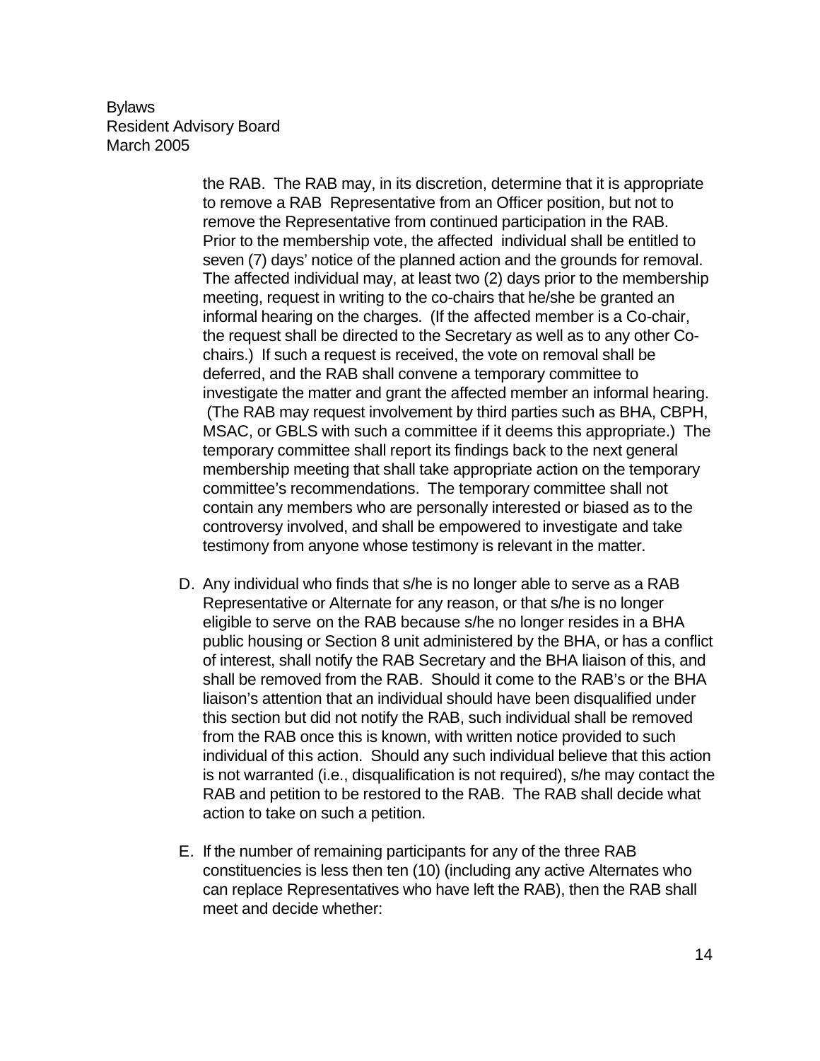the RAB. The RAB may, in its discretion, determine that it is appropriate to remove a RAB Representative from an Officer position, but not to remove the Representative from continued participation in the RAB. Prior to the membership vote, the affected individual shall be entitled to seven (7) days' notice of the planned action and the grounds for removal. The affected individual may, at least two (2) days prior to the membership meeting, request in writing to the co-chairs that he/she be granted an informal hearing on the charges. (If the affected member is a Co-chair, the request shall be directed to the Secretary as well as to any other Co-chairs.) If such a request is received, the vote on removal shall be deferred, and the RAB shall convene a temporary committee to investigate the matter and grant the affected member an informal hearing. (The RAB may request involvement by third parties such as BHA, CBPH, MSAC, or GBLS with such a committee if it deems this appropriate.) The temporary committee shall report its findings back to the next general membership meeting that shall take appropriate action on the temporary committee's recommendations. The temporary committee shall not contain any members who are personally interested or biased as to the controversy involved, and shall be empowered to investigate and take testimony from anyone whose testimony is relevant in the matter.

D. Any individual who finds that s/he is no longer able to serve as a RAB Representative or Alternate for any reason, or that s/he is no longer eligible to serve on the RAB because s/he no longer resides in a BHA public housing or Section 8 unit administered by the BHA, or has a conflict of interest, shall notify the RAB Secretary and the BHA liaison of this, and shall be removed from the RAB. Should it come to the RAB's or the BHA liaison's attention that an individual should have been disqualified under this section but did not notify the RAB, such individual shall be removed from the RAB once this is known, with written notice provided to such individual of this action. Should any such individual believe that this action is not warranted (i.e., disqualification is not required), s/he may contact the RAB and petition to be restored to the RAB. The RAB shall decide what action to take on such a petition.

E. If the number of remaining participants for any of the three RAB constituencies is less then ten (10) (including any active Alternates who can replace Representatives who have left the RAB), then the RAB shall meet and decide whether: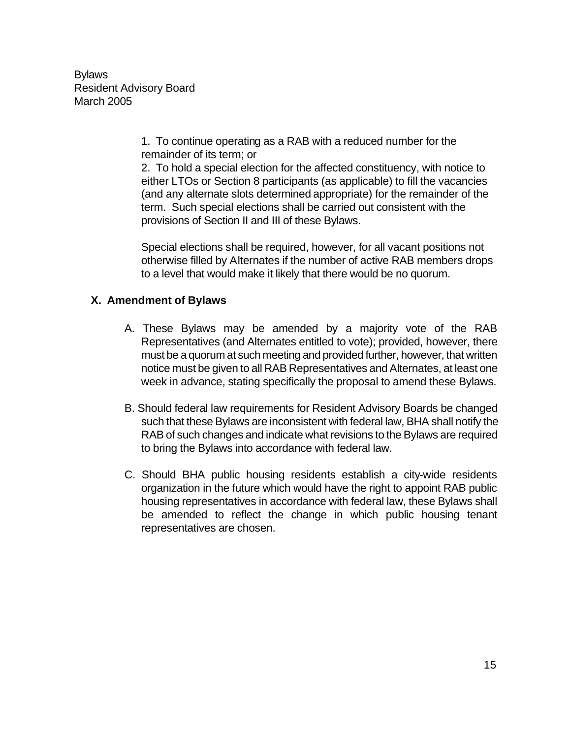1. To continue operating as a RAB with a reduced number for the remainder of its term; or

2. To hold a special election for the affected constituency, with notice to either LTOs or Section 8 participants (as applicable) to fill the vacancies (and any alternate slots determined appropriate) for the remainder of the term. Such special elections shall be carried out consistent with the provisions of Section II and III of these Bylaws.

Special elections shall be required, however, for all vacant positions not otherwise filled by Alternates if the number of active RAB members drops to a level that would make it likely that there would be no quorum.

## X. Amendment of Bylaws

A. These Bylaws may be amended by a majority vote of the RAB Representatives (and Alternates entitled to vote); provided, however, there must be a quorum at such meeting and provided further, however, that written notice must be given to all RAB Representatives and Alternates, at least one week in advance, stating specifically the proposal to amend these Bylaws.

B. Should federal law requirements for Resident Advisory Boards be changed such that these Bylaws are inconsistent with federal law, BHA shall notify the RAB of such changes and indicate what revisions to the Bylaws are required to bring the Bylaws into accordance with federal law.

C. Should BHA public housing residents establish a city-wide residents organization in the future which would have the right to appoint RAB public housing representatives in accordance with federal law, these Bylaws shall be amended to reflect the change in which public housing tenant representatives are chosen.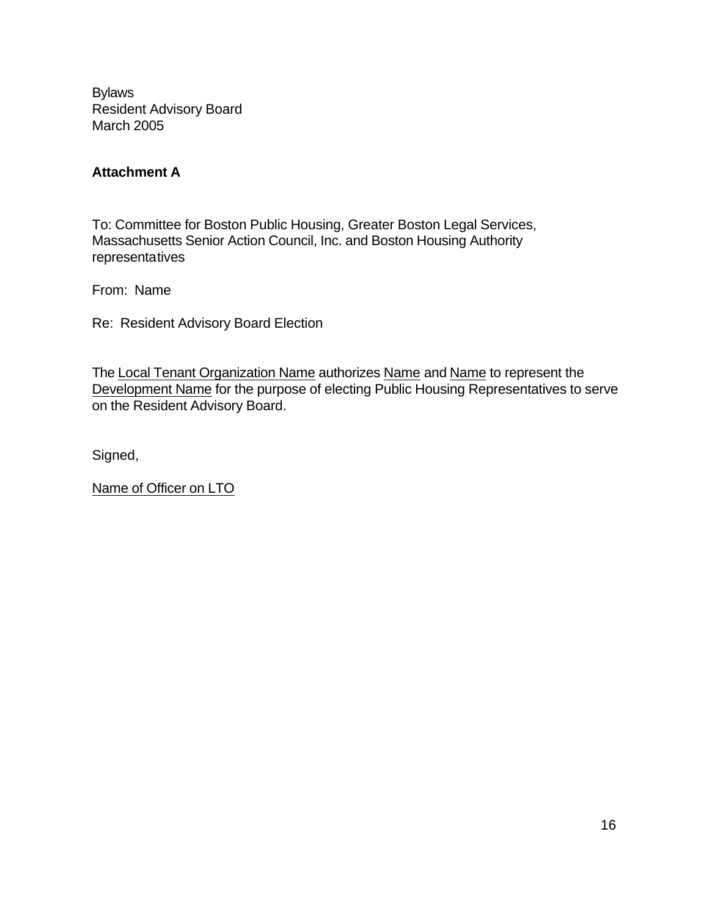Bylaws
Resident Advisory Board
March 2005

**Attachment A**

To: Committee for Boston Public Housing, Greater Boston Legal Services, Massachusetts Senior Action Council, Inc. and Boston Housing Authority representatives

From: Name

Re: Resident Advisory Board Election

The <u>Local Tenant Organization Name</u> authorizes <u>Name</u> and <u>Name</u> to represent the <u>Development Name</u> for the purpose of electing Public Housing Representatives to serve on the Resident Advisory Board.

Signed,

<u>Name of Officer on LTO</u>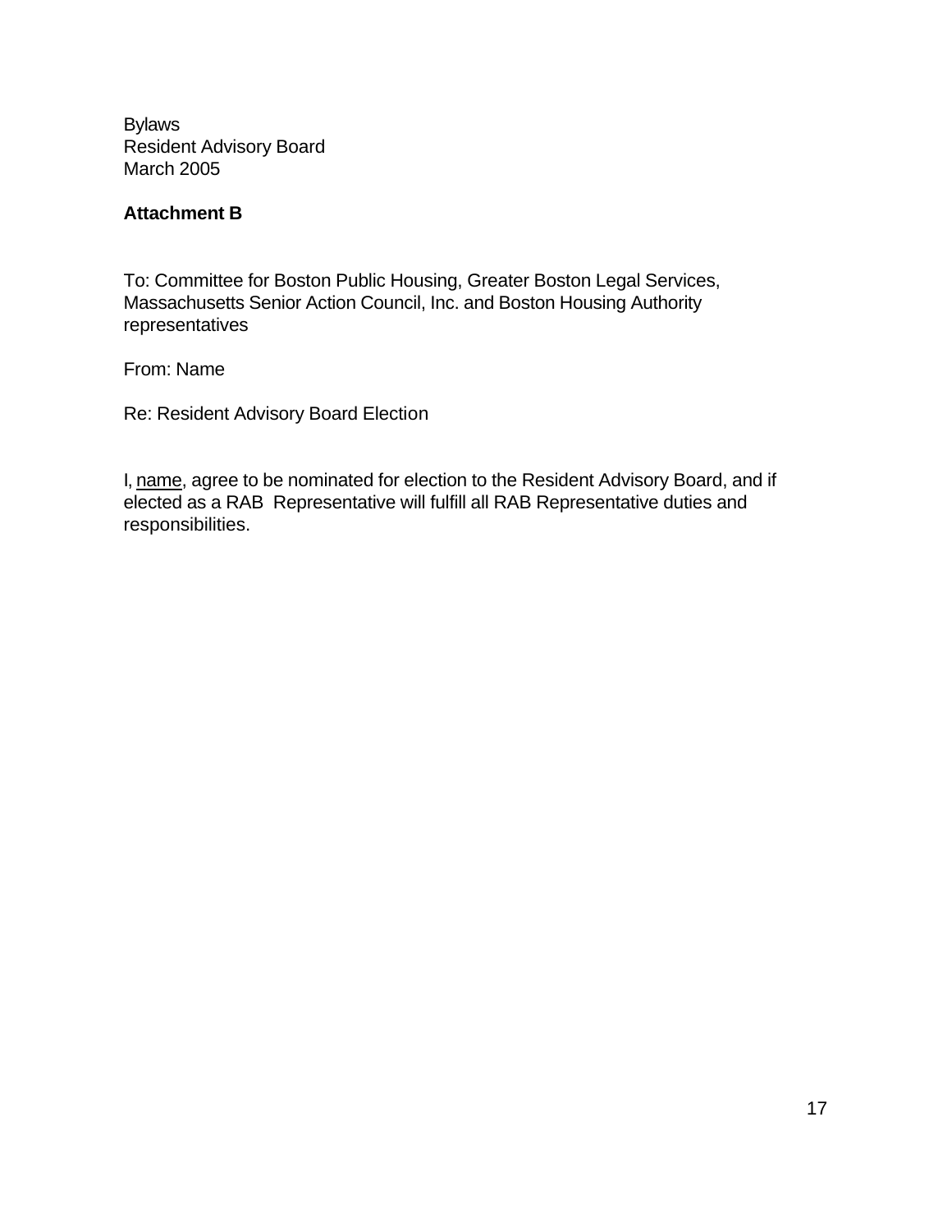Bylaws
Resident Advisory Board
March 2005

**Attachment B**

To: Committee for Boston Public Housing, Greater Boston Legal Services, Massachusetts Senior Action Council, Inc. and Boston Housing Authority representatives

From: Name

Re: Resident Advisory Board Election

I, <u>name</u>, agree to be nominated for election to the Resident Advisory Board, and if elected as a RAB Representative will fulfill all RAB Representative duties and responsibilities.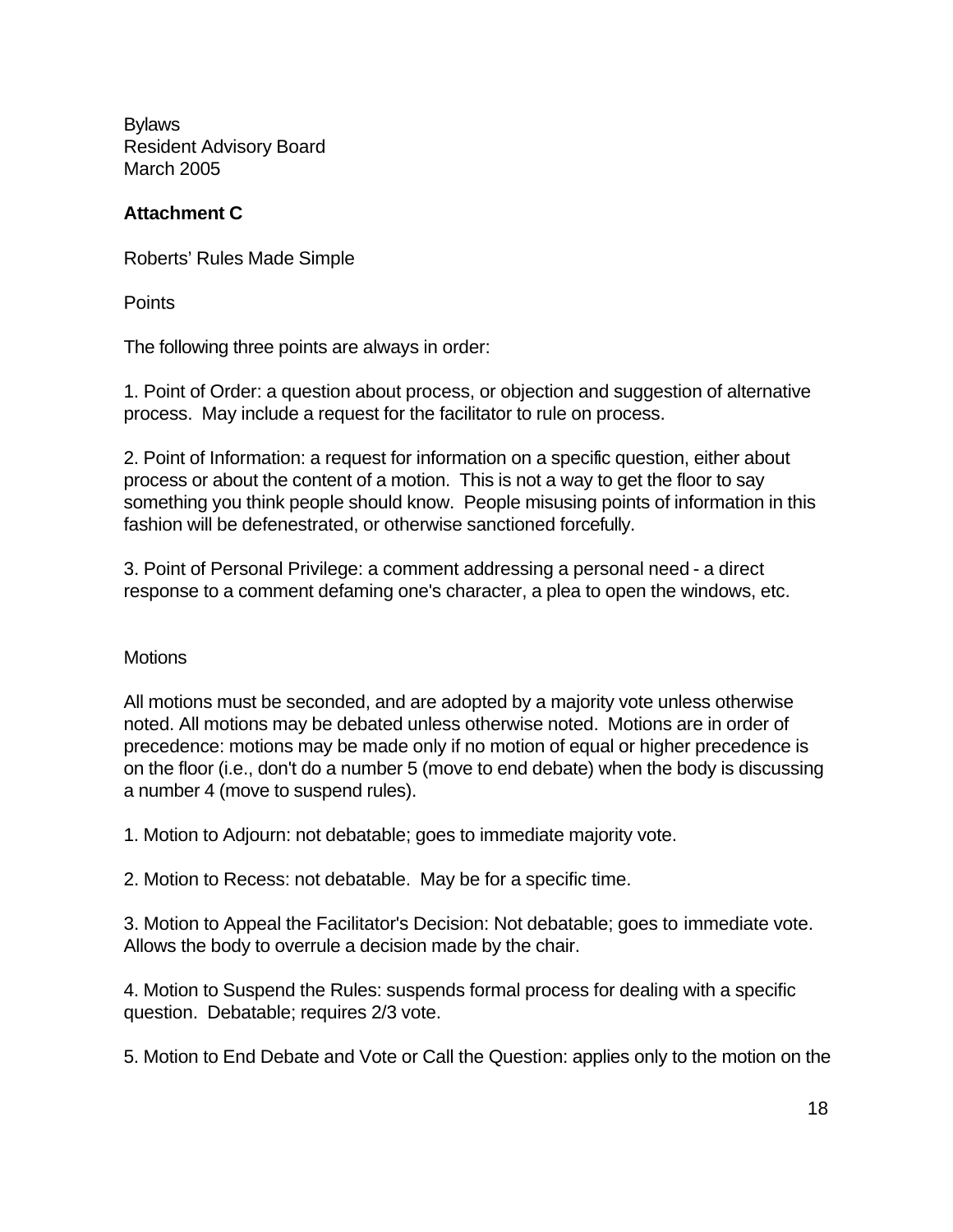Bylaws
Resident Advisory Board
March 2005

**Attachment C**

Roberts' Rules Made Simple

Points

The following three points are always in order:

1. Point of Order: a question about process, or objection and suggestion of alternative process. May include a request for the facilitator to rule on process.

2. Point of Information: a request for information on a specific question, either about process or about the content of a motion. This is not a way to get the floor to say something you think people should know. People misusing points of information in this fashion will be defenestrated, or otherwise sanctioned forcefully.

3. Point of Personal Privilege: a comment addressing a personal need - a direct response to a comment defaming one's character, a plea to open the windows, etc.

Motions

All motions must be seconded, and are adopted by a majority vote unless otherwise noted. All motions may be debated unless otherwise noted. Motions are in order of precedence: motions may be made only if no motion of equal or higher precedence is on the floor (i.e., don't do a number 5 (move to end debate) when the body is discussing a number 4 (move to suspend rules).

1. Motion to Adjourn: not debatable; goes to immediate majority vote.

2. Motion to Recess: not debatable. May be for a specific time.

3. Motion to Appeal the Facilitator's Decision: Not debatable; goes to immediate vote. Allows the body to overrule a decision made by the chair.

4. Motion to Suspend the Rules: suspends formal process for dealing with a specific question. Debatable; requires 2/3 vote.

5. Motion to End Debate and Vote or Call the Question: applies only to the motion on the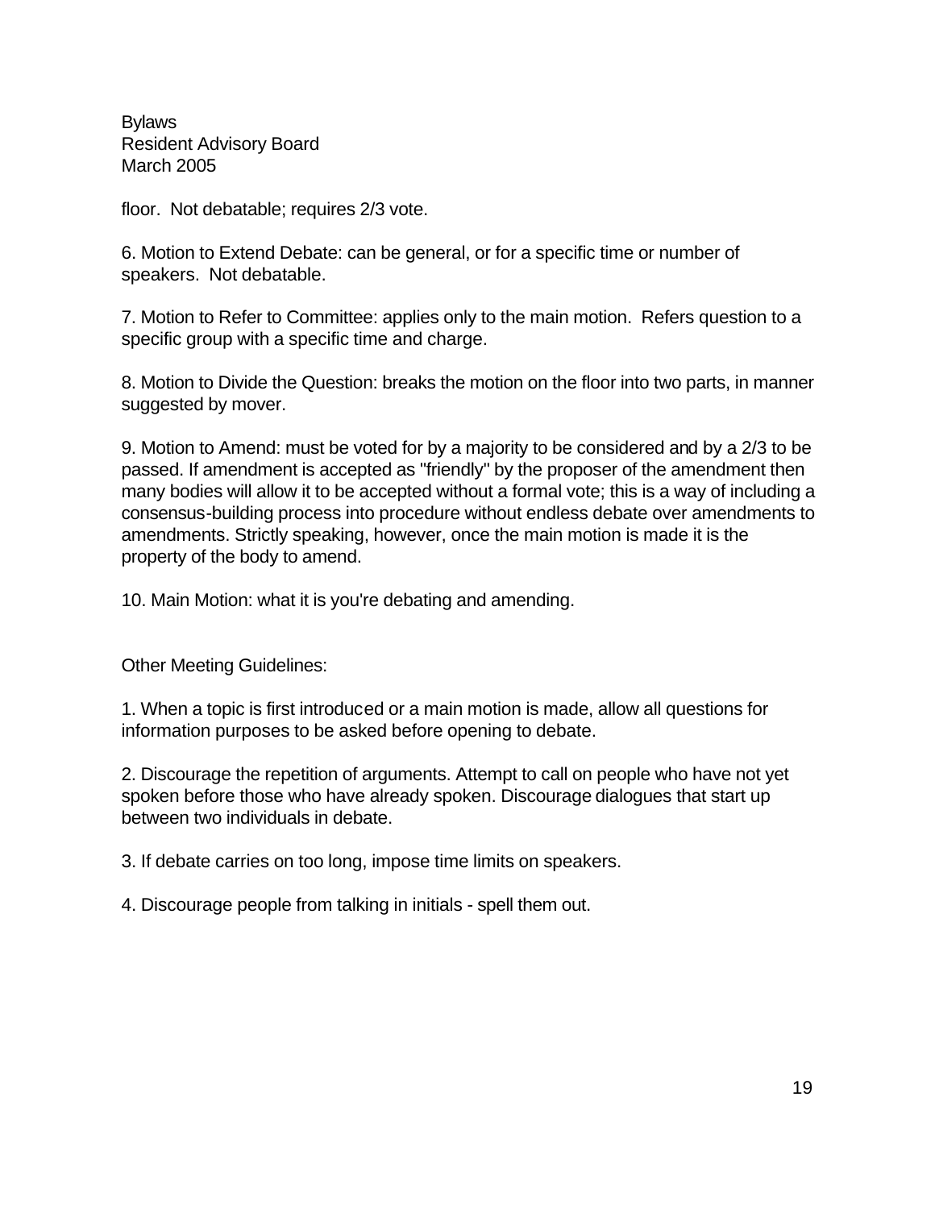floor. Not debatable; requires 2/3 vote.

6. Motion to Extend Debate: can be general, or for a specific time or number of speakers. Not debatable.

7. Motion to Refer to Committee: applies only to the main motion. Refers question to a specific group with a specific time and charge.

8. Motion to Divide the Question: breaks the motion on the floor into two parts, in manner suggested by mover.

9. Motion to Amend: must be voted for by a majority to be considered and by a 2/3 to be passed. If amendment is accepted as "friendly" by the proposer of the amendment then many bodies will allow it to be accepted without a formal vote; this is a way of including a consensus-building process into procedure without endless debate over amendments to amendments. Strictly speaking, however, once the main motion is made it is the property of the body to amend.

10. Main Motion: what it is you're debating and amending.

Other Meeting Guidelines:

1. When a topic is first introduced or a main motion is made, allow all questions for information purposes to be asked before opening to debate.

2. Discourage the repetition of arguments. Attempt to call on people who have not yet spoken before those who have already spoken. Discourage dialogues that start up between two individuals in debate.

3. If debate carries on too long, impose time limits on speakers.

4. Discourage people from talking in initials - spell them out.